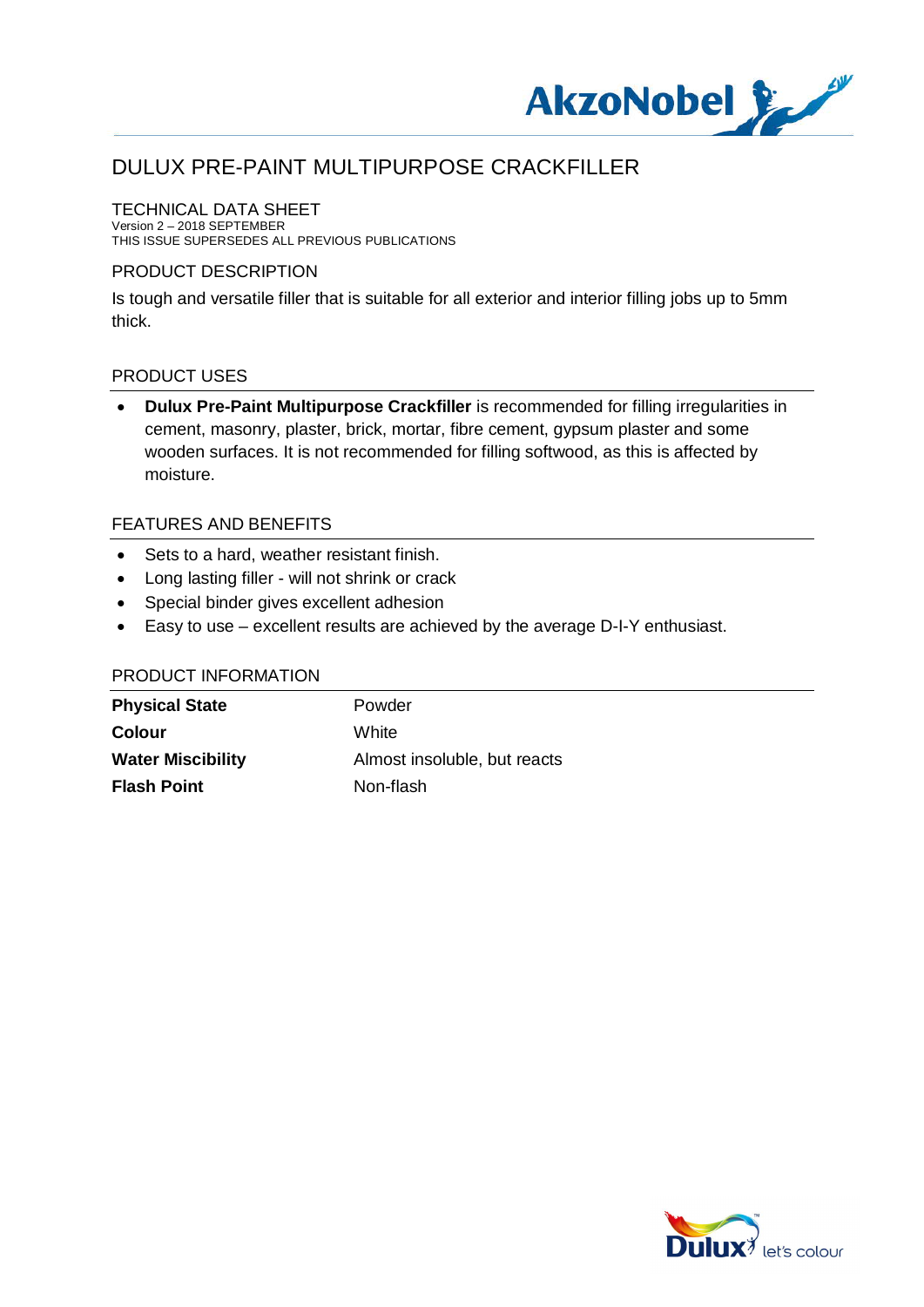# DULUX PRE-PAINT MULTIPURPOSE CRACKFILLER

## TECHNICAL DATA SHEET

Version 2 – 2018 SEPTEMBER
THIS ISSUE SUPERSEDES ALL PREVIOUS PUBLICATIONS

## PRODUCT DESCRIPTION

Is tough and versatile filler that is suitable for all exterior and interior filling jobs up to 5mm thick.

## PRODUCT USES

- **Dulux Pre-Paint Multipurpose Crackfiller** is recommended for filling irregularities in cement, masonry, plaster, brick, mortar, fibre cement, gypsum plaster and some wooden surfaces. It is not recommended for filling softwood, as this is affected by moisture.

## FEATURES AND BENEFITS

- Sets to a hard, weather resistant finish.
- Long lasting filler - will not shrink or crack
- Special binder gives excellent adhesion
- Easy to use – excellent results are achieved by the average D-I-Y enthusiast.

## PRODUCT INFORMATION

| | |
|---|---|
| **Physical State** | Powder |
| **Colour** | White |
| **Water Miscibility** | Almost insoluble, but reacts |
| **Flash Point** | Non-flash |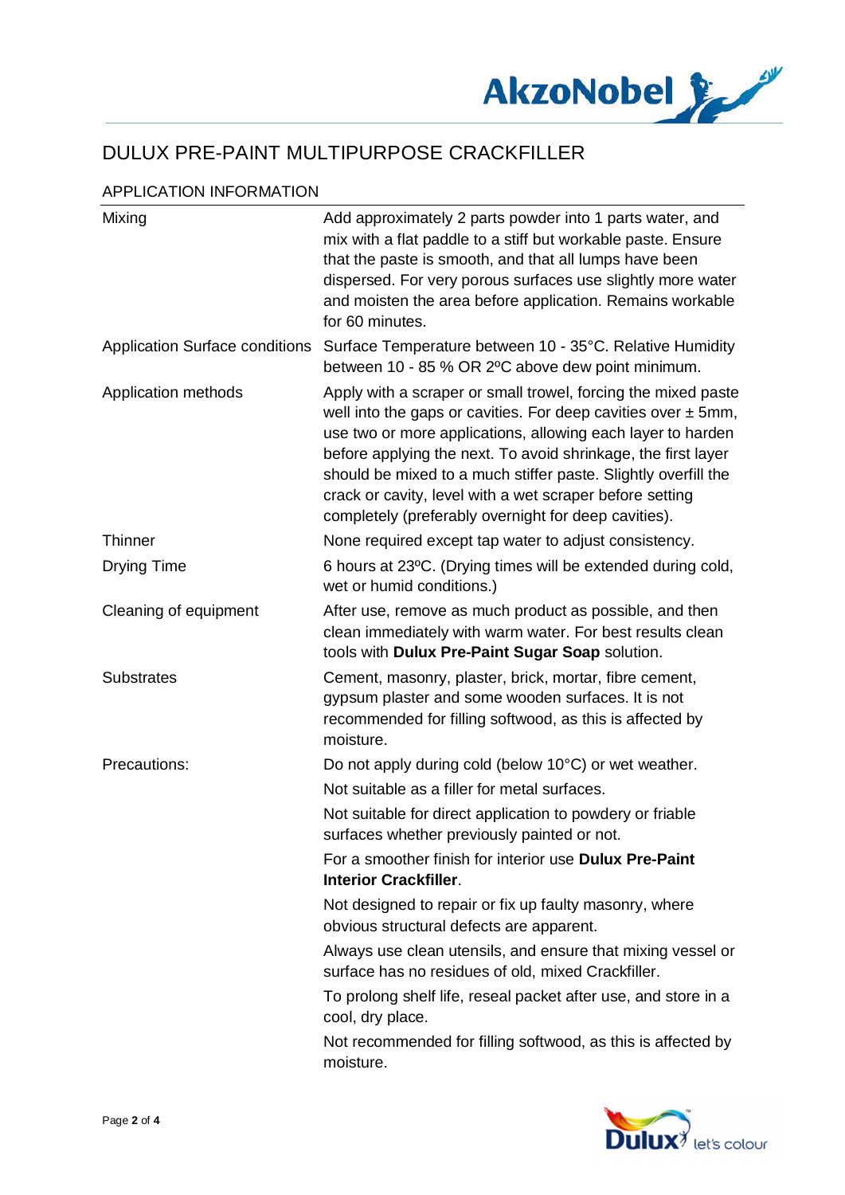# DULUX PRE-PAINT MULTIPURPOSE CRACKFILLER

## APPLICATION INFORMATION

| | |
|---|---|
| Mixing | Add approximately 2 parts powder into 1 parts water, and mix with a flat paddle to a stiff but workable paste. Ensure that the paste is smooth, and that all lumps have been dispersed. For very porous surfaces use slightly more water and moisten the area before application. Remains workable for 60 minutes. |
| Application Surface conditions | Surface Temperature between 10 - 35°C. Relative Humidity between 10 - 85 % OR 2ºC above dew point minimum. |
| Application methods | Apply with a scraper or small trowel, forcing the mixed paste well into the gaps or cavities. For deep cavities over ± 5mm, use two or more applications, allowing each layer to harden before applying the next. To avoid shrinkage, the first layer should be mixed to a much stiffer paste. Slightly overfill the crack or cavity, level with a wet scraper before setting completely (preferably overnight for deep cavities). |
| Thinner | None required except tap water to adjust consistency. |
| Drying Time | 6 hours at 23ºC. (Drying times will be extended during cold, wet or humid conditions.) |
| Cleaning of equipment | After use, remove as much product as possible, and then clean immediately with warm water. For best results clean tools with **Dulux Pre-Paint Sugar Soap** solution. |
| Substrates | Cement, masonry, plaster, brick, mortar, fibre cement, gypsum plaster and some wooden surfaces. It is not recommended for filling softwood, as this is affected by moisture. |
| Precautions: | Do not apply during cold (below 10°C) or wet weather.<br>Not suitable as a filler for metal surfaces.<br>Not suitable for direct application to powdery or friable surfaces whether previously painted or not.<br>For a smoother finish for interior use **Dulux Pre-Paint Interior Crackfiller**.<br>Not designed to repair or fix up faulty masonry, where obvious structural defects are apparent.<br>Always use clean utensils, and ensure that mixing vessel or surface has no residues of old, mixed Crackfiller.<br>To prolong shelf life, reseal packet after use, and store in a cool, dry place.<br>Not recommended for filling softwood, as this is affected by moisture. |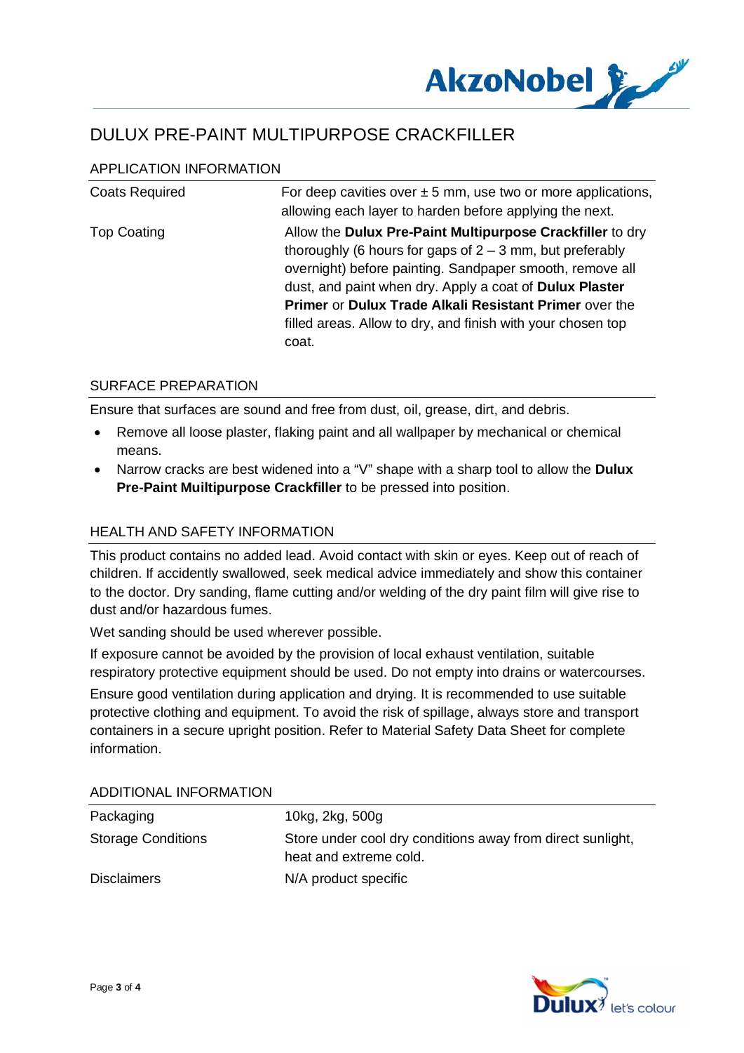# DULUX PRE-PAINT MULTIPURPOSE CRACKFILLER

## APPLICATION INFORMATION

| | |
|---|---|
| Coats Required | For deep cavities over ± 5 mm, use two or more applications, allowing each layer to harden before applying the next. |
| Top Coating | Allow the **Dulux Pre-Paint Multipurpose Crackfiller** to dry thoroughly (6 hours for gaps of 2 – 3 mm, but preferably overnight) before painting. Sandpaper smooth, remove all dust, and paint when dry. Apply a coat of **Dulux Plaster Primer** or **Dulux Trade Alkali Resistant Primer** over the filled areas. Allow to dry, and finish with your chosen top coat. |

## SURFACE PREPARATION

Ensure that surfaces are sound and free from dust, oil, grease, dirt, and debris.

- Remove all loose plaster, flaking paint and all wallpaper by mechanical or chemical means.
- Narrow cracks are best widened into a "V" shape with a sharp tool to allow the **Dulux Pre-Paint Muiltipurpose Crackfiller** to be pressed into position.

## HEALTH AND SAFETY INFORMATION

This product contains no added lead. Avoid contact with skin or eyes. Keep out of reach of children. If accidently swallowed, seek medical advice immediately and show this container to the doctor. Dry sanding, flame cutting and/or welding of the dry paint film will give rise to dust and/or hazardous fumes.

Wet sanding should be used wherever possible.

If exposure cannot be avoided by the provision of local exhaust ventilation, suitable respiratory protective equipment should be used. Do not empty into drains or watercourses.

Ensure good ventilation during application and drying. It is recommended to use suitable protective clothing and equipment. To avoid the risk of spillage, always store and transport containers in a secure upright position. Refer to Material Safety Data Sheet for complete information.

## ADDITIONAL INFORMATION

| | |
|---|---|
| Packaging | 10kg, 2kg, 500g |
| Storage Conditions | Store under cool dry conditions away from direct sunlight, heat and extreme cold. |
| Disclaimers | N/A product specific |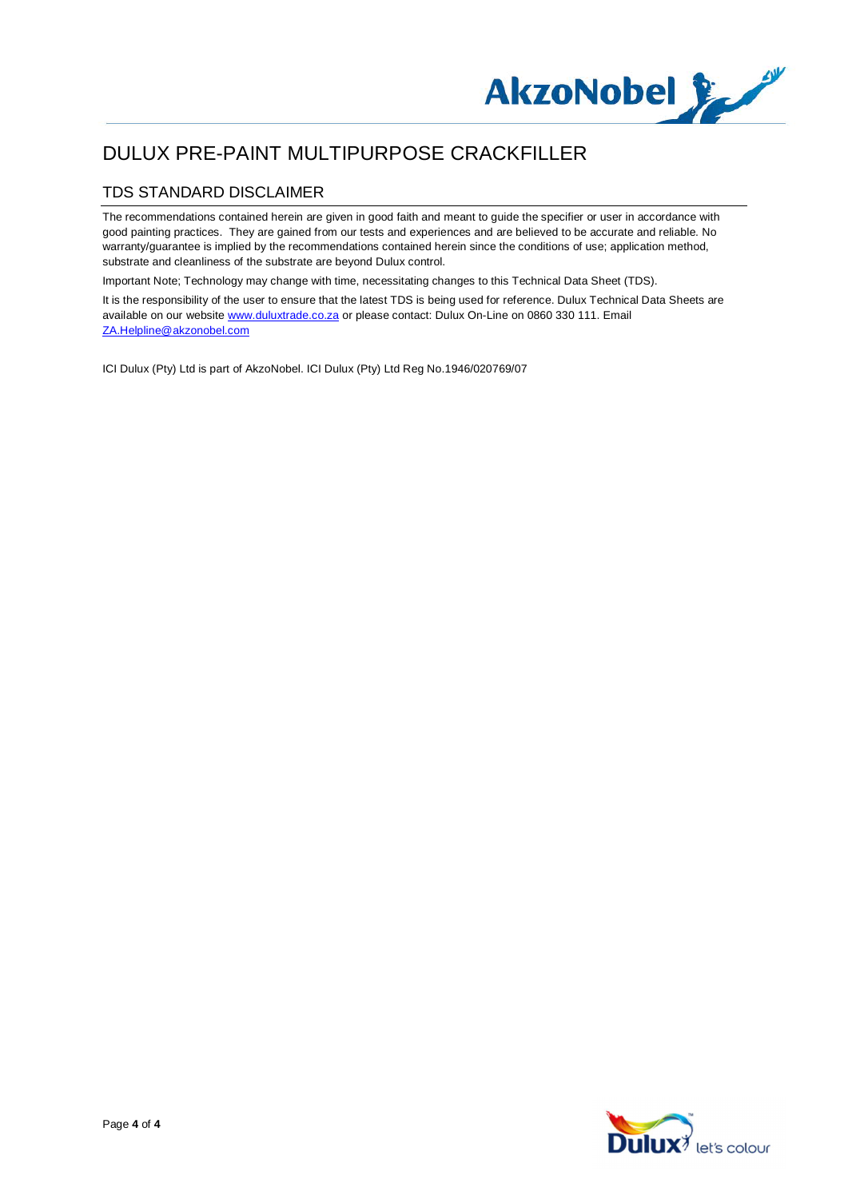# DULUX PRE-PAINT MULTIPURPOSE CRACKFILLER

## TDS STANDARD DISCLAIMER

The recommendations contained herein are given in good faith and meant to guide the specifier or user in accordance with good painting practices. They are gained from our tests and experiences and are believed to be accurate and reliable. No warranty/guarantee is implied by the recommendations contained herein since the conditions of use; application method, substrate and cleanliness of the substrate are beyond Dulux control.

Important Note; Technology may change with time, necessitating changes to this Technical Data Sheet (TDS).

It is the responsibility of the user to ensure that the latest TDS is being used for reference. Dulux Technical Data Sheets are available on our website www.duluxtrade.co.za or please contact: Dulux On-Line on 0860 330 111. Email ZA.Helpline@akzonobel.com

ICI Dulux (Pty) Ltd is part of AkzoNobel. ICI Dulux (Pty) Ltd Reg No.1946/020769/07